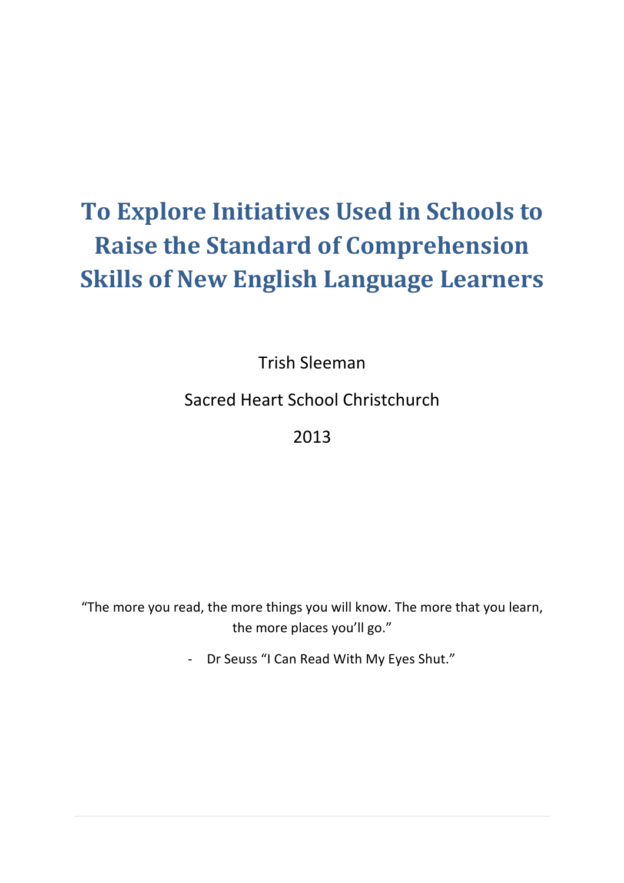# To Explore Initiatives Used in Schools to Raise the Standard of Comprehension Skills of New English Language Learners

Trish Sleeman

Sacred Heart School Christchurch

2013

"The more you read, the more things you will know. The more that you learn, the more places you'll go."

- Dr Seuss "I Can Read With My Eyes Shut."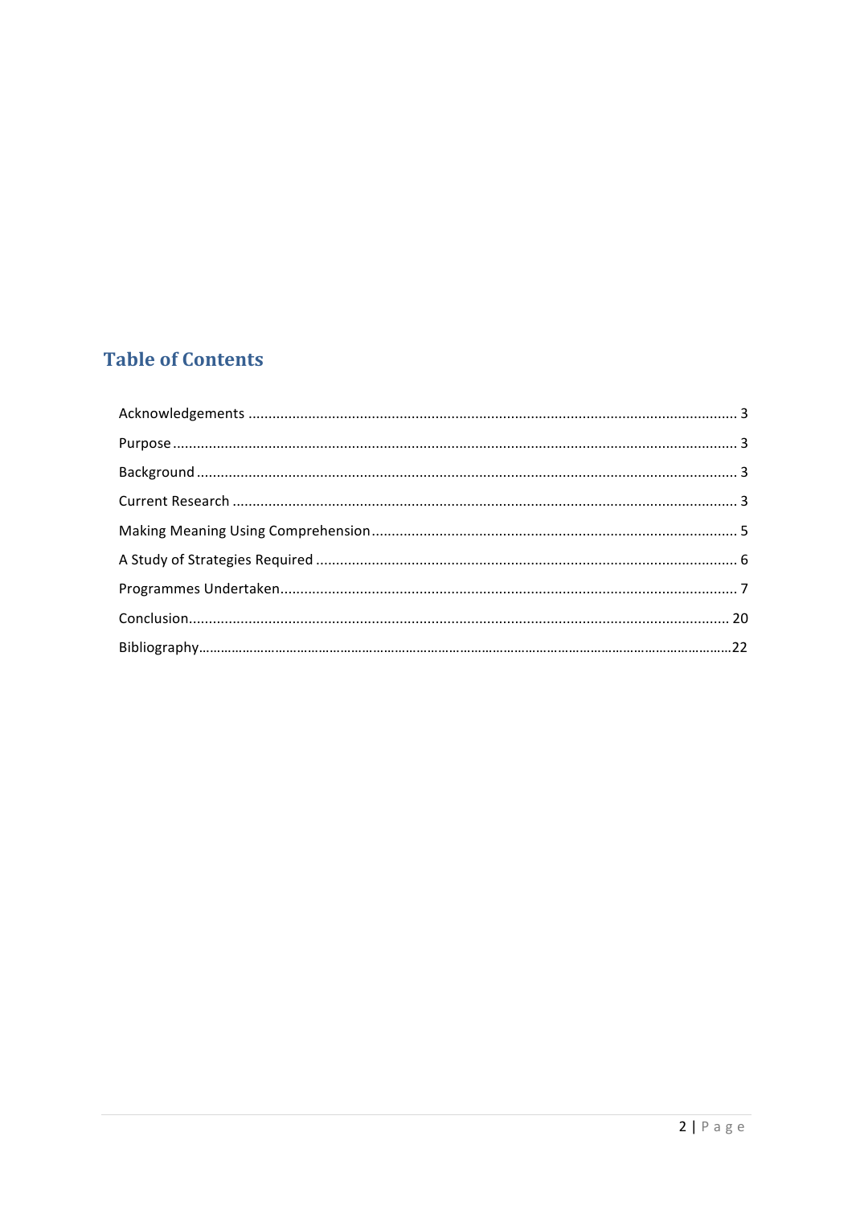## Table of Contents

Acknowledgements ........................................................................................................................ 3

Purpose .......................................................................................................................................... 3

Background .................................................................................................................................... 3

Current Research ............................................................................................................................ 3

Making Meaning Using Comprehension .......................................................................................... 5

A Study of Strategies Required ........................................................................................................ 6

Programmes Undertaken ................................................................................................................. 7

Conclusion .................................................................................................................................... 20

Bibliography ................................................................................................................................... 22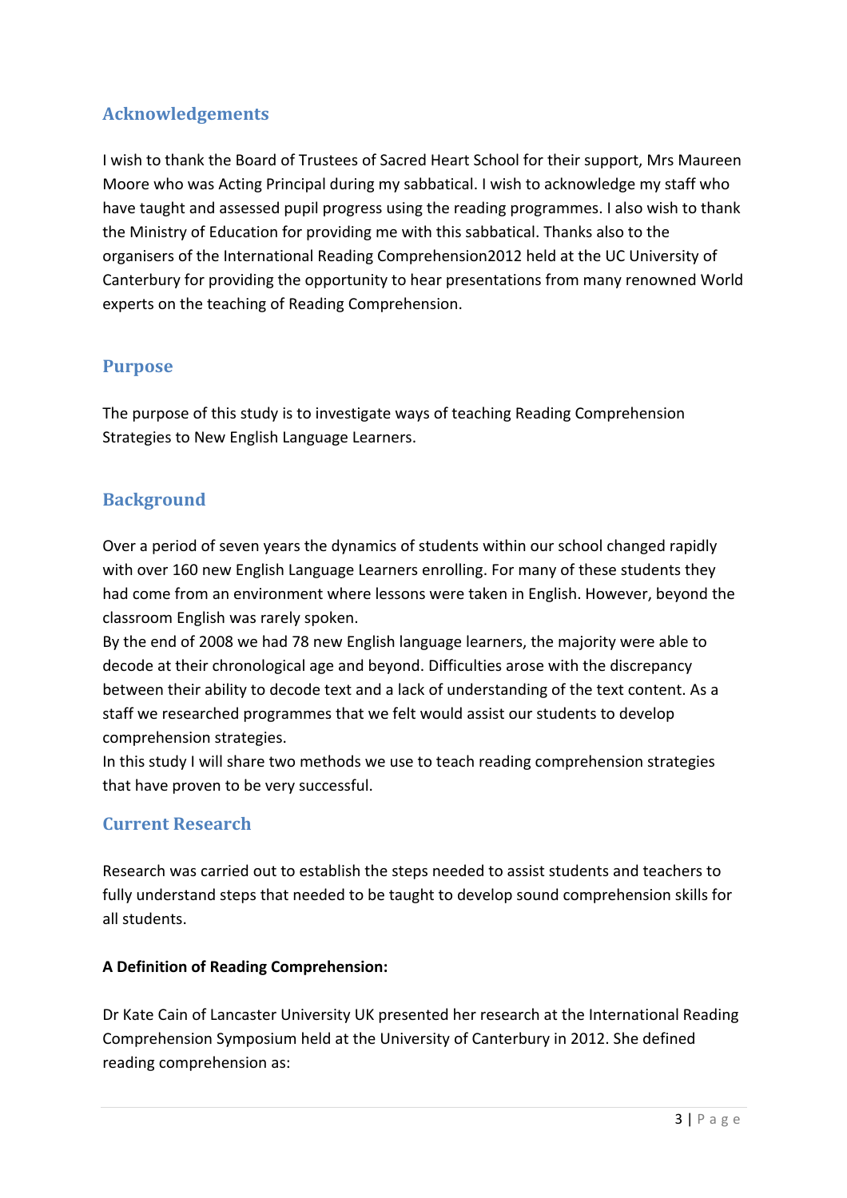## Acknowledgements

I wish to thank the Board of Trustees of Sacred Heart School for their support, Mrs Maureen Moore who was Acting Principal during my sabbatical. I wish to acknowledge my staff who have taught and assessed pupil progress using the reading programmes. I also wish to thank the Ministry of Education for providing me with this sabbatical. Thanks also to the organisers of the International Reading Comprehension2012 held at the UC University of Canterbury for providing the opportunity to hear presentations from many renowned World experts on the teaching of Reading Comprehension.

## Purpose

The purpose of this study is to investigate ways of teaching Reading Comprehension Strategies to New English Language Learners.

## Background

Over a period of seven years the dynamics of students within our school changed rapidly with over 160 new English Language Learners enrolling. For many of these students they had come from an environment where lessons were taken in English. However, beyond the classroom English was rarely spoken.

By the end of 2008 we had 78 new English language learners, the majority were able to decode at their chronological age and beyond. Difficulties arose with the discrepancy between their ability to decode text and a lack of understanding of the text content. As a staff we researched programmes that we felt would assist our students to develop comprehension strategies.

In this study I will share two methods we use to teach reading comprehension strategies that have proven to be very successful.

## Current Research

Research was carried out to establish the steps needed to assist students and teachers to fully understand steps that needed to be taught to develop sound comprehension skills for all students.

**A Definition of Reading Comprehension:**

Dr Kate Cain of Lancaster University UK presented her research at the International Reading Comprehension Symposium held at the University of Canterbury in 2012. She defined reading comprehension as: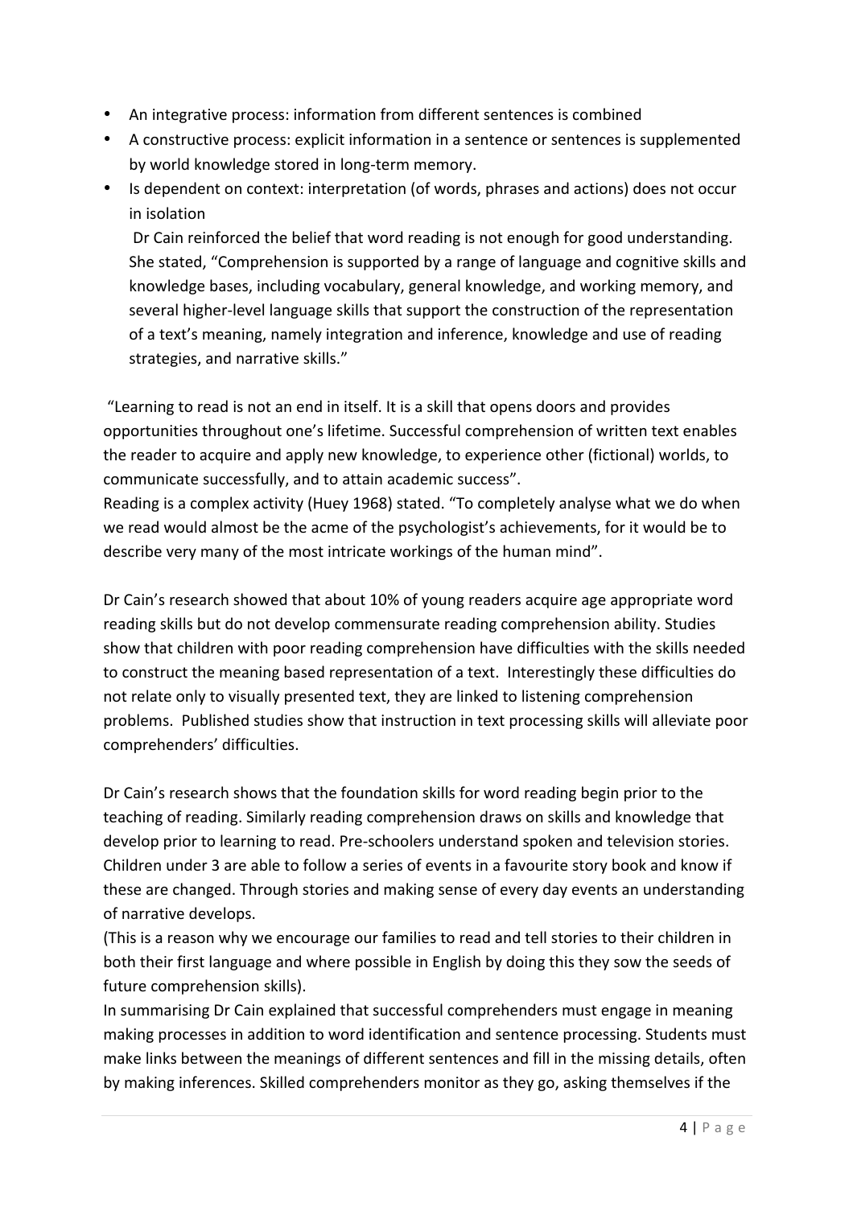- An integrative process: information from different sentences is combined
- A constructive process: explicit information in a sentence or sentences is supplemented by world knowledge stored in long-term memory.
- Is dependent on context: interpretation (of words, phrases and actions) does not occur in isolation

  Dr Cain reinforced the belief that word reading is not enough for good understanding. She stated, "Comprehension is supported by a range of language and cognitive skills and knowledge bases, including vocabulary, general knowledge, and working memory, and several higher-level language skills that support the construction of the representation of a text's meaning, namely integration and inference, knowledge and use of reading strategies, and narrative skills."

"Learning to read is not an end in itself. It is a skill that opens doors and provides opportunities throughout one's lifetime. Successful comprehension of written text enables the reader to acquire and apply new knowledge, to experience other (fictional) worlds, to communicate successfully, and to attain academic success".
Reading is a complex activity (Huey 1968) stated. "To completely analyse what we do when we read would almost be the acme of the psychologist's achievements, for it would be to describe very many of the most intricate workings of the human mind".

Dr Cain's research showed that about 10% of young readers acquire age appropriate word reading skills but do not develop commensurate reading comprehension ability. Studies show that children with poor reading comprehension have difficulties with the skills needed to construct the meaning based representation of a text. Interestingly these difficulties do not relate only to visually presented text, they are linked to listening comprehension problems. Published studies show that instruction in text processing skills will alleviate poor comprehenders' difficulties.

Dr Cain's research shows that the foundation skills for word reading begin prior to the teaching of reading. Similarly reading comprehension draws on skills and knowledge that develop prior to learning to read. Pre-schoolers understand spoken and television stories. Children under 3 are able to follow a series of events in a favourite story book and know if these are changed. Through stories and making sense of every day events an understanding of narrative develops.
(This is a reason why we encourage our families to read and tell stories to their children in both their first language and where possible in English by doing this they sow the seeds of future comprehension skills).
In summarising Dr Cain explained that successful comprehenders must engage in meaning making processes in addition to word identification and sentence processing. Students must make links between the meanings of different sentences and fill in the missing details, often by making inferences. Skilled comprehenders monitor as they go, asking themselves if the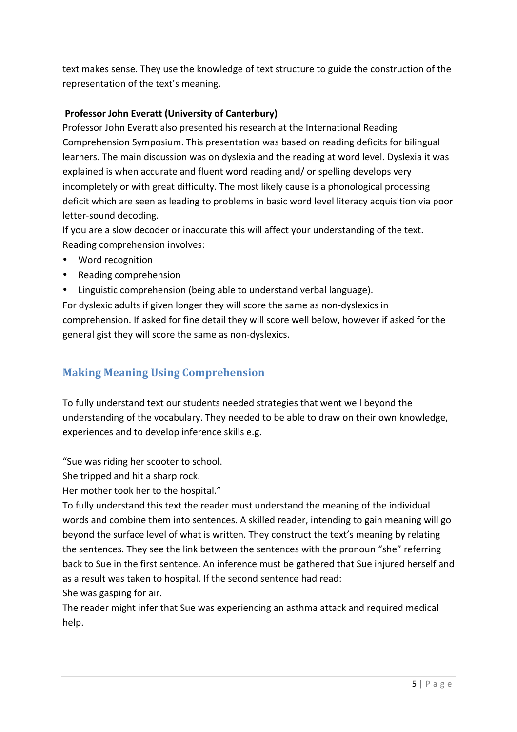text makes sense. They use the knowledge of text structure to guide the construction of the representation of the text's meaning.

**Professor John Everatt (University of Canterbury)**

Professor John Everatt also presented his research at the International Reading Comprehension Symposium. This presentation was based on reading deficits for bilingual learners. The main discussion was on dyslexia and the reading at word level. Dyslexia it was explained is when accurate and fluent word reading and/ or spelling develops very incompletely or with great difficulty. The most likely cause is a phonological processing deficit which are seen as leading to problems in basic word level literacy acquisition via poor letter-sound decoding.

If you are a slow decoder or inaccurate this will affect your understanding of the text. Reading comprehension involves:

- Word recognition
- Reading comprehension
- Linguistic comprehension (being able to understand verbal language).

For dyslexic adults if given longer they will score the same as non-dyslexics in comprehension. If asked for fine detail they will score well below, however if asked for the general gist they will score the same as non-dyslexics.

## Making Meaning Using Comprehension

To fully understand text our students needed strategies that went well beyond the understanding of the vocabulary. They needed to be able to draw on their own knowledge, experiences and to develop inference skills e.g.

"Sue was riding her scooter to school.
She tripped and hit a sharp rock.
Her mother took her to the hospital."

To fully understand this text the reader must understand the meaning of the individual words and combine them into sentences. A skilled reader, intending to gain meaning will go beyond the surface level of what is written. They construct the text's meaning by relating the sentences. They see the link between the sentences with the pronoun "she" referring back to Sue in the first sentence. An inference must be gathered that Sue injured herself and as a result was taken to hospital. If the second sentence had read:

She was gasping for air.

The reader might infer that Sue was experiencing an asthma attack and required medical help.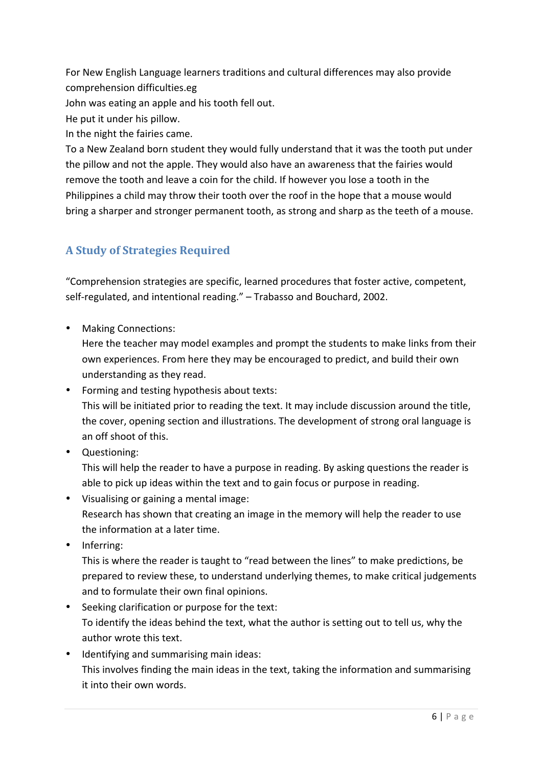For New English Language learners traditions and cultural differences may also provide comprehension difficulties.eg

John was eating an apple and his tooth fell out.

He put it under his pillow.

In the night the fairies came.

To a New Zealand born student they would fully understand that it was the tooth put under the pillow and not the apple. They would also have an awareness that the fairies would remove the tooth and leave a coin for the child. If however you lose a tooth in the Philippines a child may throw their tooth over the roof in the hope that a mouse would bring a sharper and stronger permanent tooth, as strong and sharp as the teeth of a mouse.

## A Study of Strategies Required

"Comprehension strategies are specific, learned procedures that foster active, competent, self-regulated, and intentional reading." – Trabasso and Bouchard, 2002.

- Making Connections:
  Here the teacher may model examples and prompt the students to make links from their own experiences. From here they may be encouraged to predict, and build their own understanding as they read.
- Forming and testing hypothesis about texts:
  This will be initiated prior to reading the text. It may include discussion around the title, the cover, opening section and illustrations. The development of strong oral language is an off shoot of this.
- Questioning:
  This will help the reader to have a purpose in reading. By asking questions the reader is able to pick up ideas within the text and to gain focus or purpose in reading.
- Visualising or gaining a mental image:
  Research has shown that creating an image in the memory will help the reader to use the information at a later time.
- Inferring:
  This is where the reader is taught to "read between the lines" to make predictions, be prepared to review these, to understand underlying themes, to make critical judgements and to formulate their own final opinions.
- Seeking clarification or purpose for the text:
  To identify the ideas behind the text, what the author is setting out to tell us, why the author wrote this text.
- Identifying and summarising main ideas:
  This involves finding the main ideas in the text, taking the information and summarising it into their own words.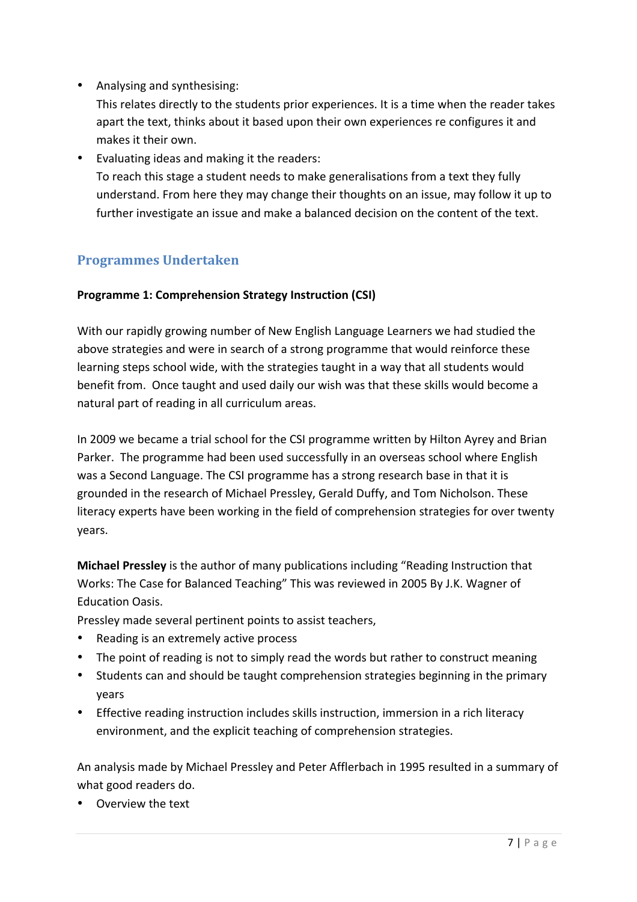- Analysing and synthesising:
  This relates directly to the students prior experiences. It is a time when the reader takes apart the text, thinks about it based upon their own experiences re configures it and makes it their own.
- Evaluating ideas and making it the readers:
  To reach this stage a student needs to make generalisations from a text they fully understand. From here they may change their thoughts on an issue, may follow it up to further investigate an issue and make a balanced decision on the content of the text.

## Programmes Undertaken

**Programme 1: Comprehension Strategy Instruction (CSI)**

With our rapidly growing number of New English Language Learners we had studied the above strategies and were in search of a strong programme that would reinforce these learning steps school wide, with the strategies taught in a way that all students would benefit from. Once taught and used daily our wish was that these skills would become a natural part of reading in all curriculum areas.

In 2009 we became a trial school for the CSI programme written by Hilton Ayrey and Brian Parker. The programme had been used successfully in an overseas school where English was a Second Language. The CSI programme has a strong research base in that it is grounded in the research of Michael Pressley, Gerald Duffy, and Tom Nicholson. These literacy experts have been working in the field of comprehension strategies for over twenty years.

**Michael Pressley** is the author of many publications including "Reading Instruction that Works: The Case for Balanced Teaching" This was reviewed in 2005 By J.K. Wagner of Education Oasis.

Pressley made several pertinent points to assist teachers,

- Reading is an extremely active process
- The point of reading is not to simply read the words but rather to construct meaning
- Students can and should be taught comprehension strategies beginning in the primary years
- Effective reading instruction includes skills instruction, immersion in a rich literacy environment, and the explicit teaching of comprehension strategies.

An analysis made by Michael Pressley and Peter Afflerbach in 1995 resulted in a summary of what good readers do.

- Overview the text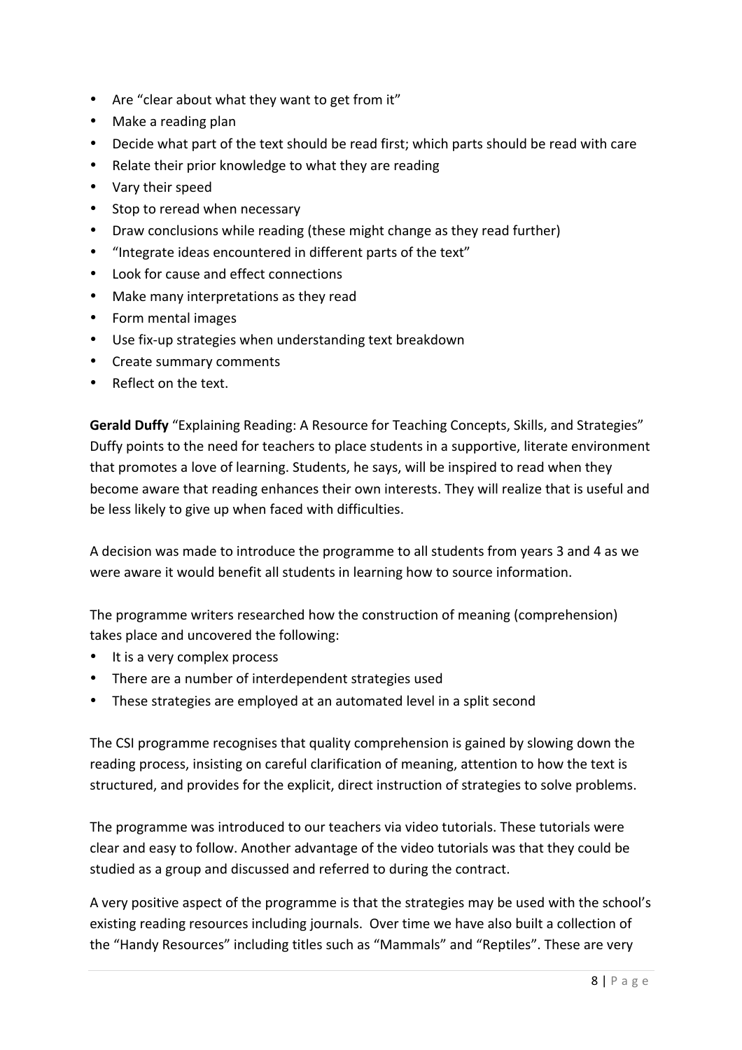- Are "clear about what they want to get from it"
- Make a reading plan
- Decide what part of the text should be read first; which parts should be read with care
- Relate their prior knowledge to what they are reading
- Vary their speed
- Stop to reread when necessary
- Draw conclusions while reading (these might change as they read further)
- "Integrate ideas encountered in different parts of the text"
- Look for cause and effect connections
- Make many interpretations as they read
- Form mental images
- Use fix-up strategies when understanding text breakdown
- Create summary comments
- Reflect on the text.

**Gerald Duffy** "Explaining Reading: A Resource for Teaching Concepts, Skills, and Strategies" Duffy points to the need for teachers to place students in a supportive, literate environment that promotes a love of learning. Students, he says, will be inspired to read when they become aware that reading enhances their own interests. They will realize that is useful and be less likely to give up when faced with difficulties.

A decision was made to introduce the programme to all students from years 3 and 4 as we were aware it would benefit all students in learning how to source information.

The programme writers researched how the construction of meaning (comprehension) takes place and uncovered the following:

- It is a very complex process
- There are a number of interdependent strategies used
- These strategies are employed at an automated level in a split second

The CSI programme recognises that quality comprehension is gained by slowing down the reading process, insisting on careful clarification of meaning, attention to how the text is structured, and provides for the explicit, direct instruction of strategies to solve problems.

The programme was introduced to our teachers via video tutorials. These tutorials were clear and easy to follow. Another advantage of the video tutorials was that they could be studied as a group and discussed and referred to during the contract.

A very positive aspect of the programme is that the strategies may be used with the school's existing reading resources including journals. Over time we have also built a collection of the "Handy Resources" including titles such as "Mammals" and "Reptiles". These are very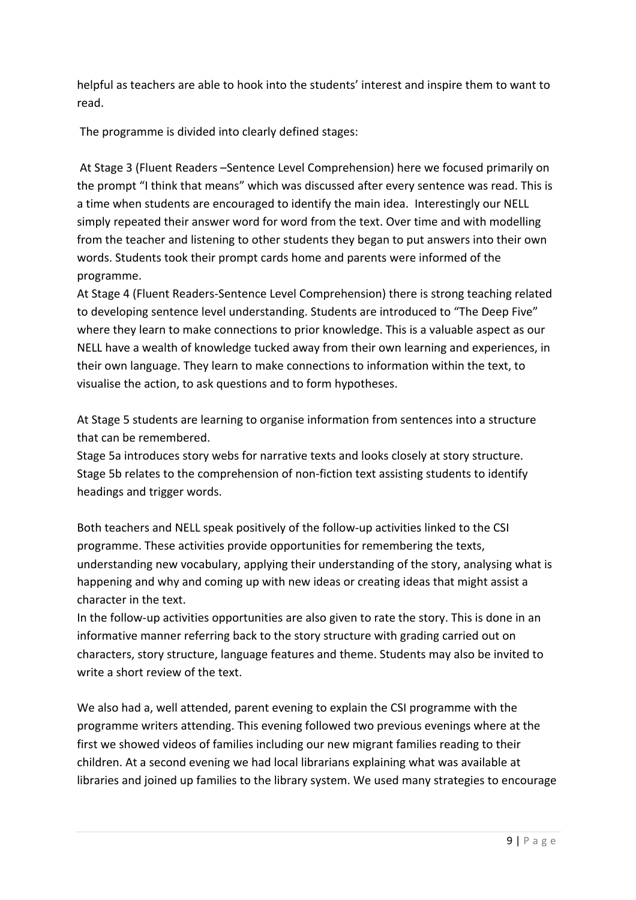helpful as teachers are able to hook into the students' interest and inspire them to want to read.

The programme is divided into clearly defined stages:

At Stage 3 (Fluent Readers –Sentence Level Comprehension) here we focused primarily on the prompt "I think that means" which was discussed after every sentence was read. This is a time when students are encouraged to identify the main idea. Interestingly our NELL simply repeated their answer word for word from the text. Over time and with modelling from the teacher and listening to other students they began to put answers into their own words. Students took their prompt cards home and parents were informed of the programme.

At Stage 4 (Fluent Readers-Sentence Level Comprehension) there is strong teaching related to developing sentence level understanding. Students are introduced to "The Deep Five" where they learn to make connections to prior knowledge. This is a valuable aspect as our NELL have a wealth of knowledge tucked away from their own learning and experiences, in their own language. They learn to make connections to information within the text, to visualise the action, to ask questions and to form hypotheses.

At Stage 5 students are learning to organise information from sentences into a structure that can be remembered.

Stage 5a introduces story webs for narrative texts and looks closely at story structure.

Stage 5b relates to the comprehension of non-fiction text assisting students to identify headings and trigger words.

Both teachers and NELL speak positively of the follow-up activities linked to the CSI programme. These activities provide opportunities for remembering the texts, understanding new vocabulary, applying their understanding of the story, analysing what is happening and why and coming up with new ideas or creating ideas that might assist a character in the text.

In the follow-up activities opportunities are also given to rate the story. This is done in an informative manner referring back to the story structure with grading carried out on characters, story structure, language features and theme. Students may also be invited to write a short review of the text.

We also had a, well attended, parent evening to explain the CSI programme with the programme writers attending. This evening followed two previous evenings where at the first we showed videos of families including our new migrant families reading to their children. At a second evening we had local librarians explaining what was available at libraries and joined up families to the library system. We used many strategies to encourage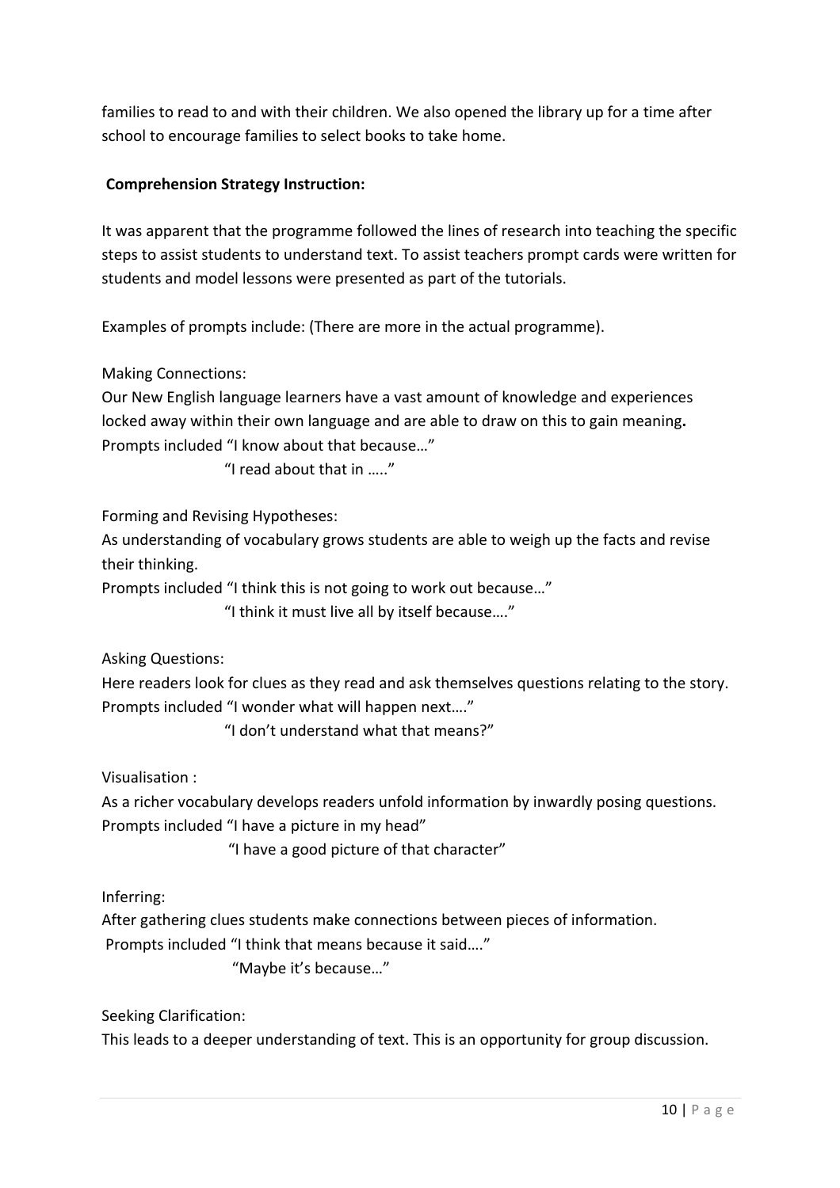families to read to and with their children. We also opened the library up for a time after school to encourage families to select books to take home.

**Comprehension Strategy Instruction:**

It was apparent that the programme followed the lines of research into teaching the specific steps to assist students to understand text. To assist teachers prompt cards were written for students and model lessons were presented as part of the tutorials.

Examples of prompts include: (There are more in the actual programme).

Making Connections:
Our New English language learners have a vast amount of knowledge and experiences locked away within their own language and are able to draw on this to gain meaning**.**
Prompts included "I know about that because…"
"I read about that in ….."

Forming and Revising Hypotheses:
As understanding of vocabulary grows students are able to weigh up the facts and revise their thinking.
Prompts included "I think this is not going to work out because…"
"I think it must live all by itself because…."

Asking Questions:
Here readers look for clues as they read and ask themselves questions relating to the story.
Prompts included "I wonder what will happen next…."
"I don't understand what that means?"

Visualisation :
As a richer vocabulary develops readers unfold information by inwardly posing questions.
Prompts included "I have a picture in my head"
"I have a good picture of that character"

Inferring:
After gathering clues students make connections between pieces of information.
Prompts included "I think that means because it said…."
"Maybe it's because…"

Seeking Clarification:
This leads to a deeper understanding of text. This is an opportunity for group discussion.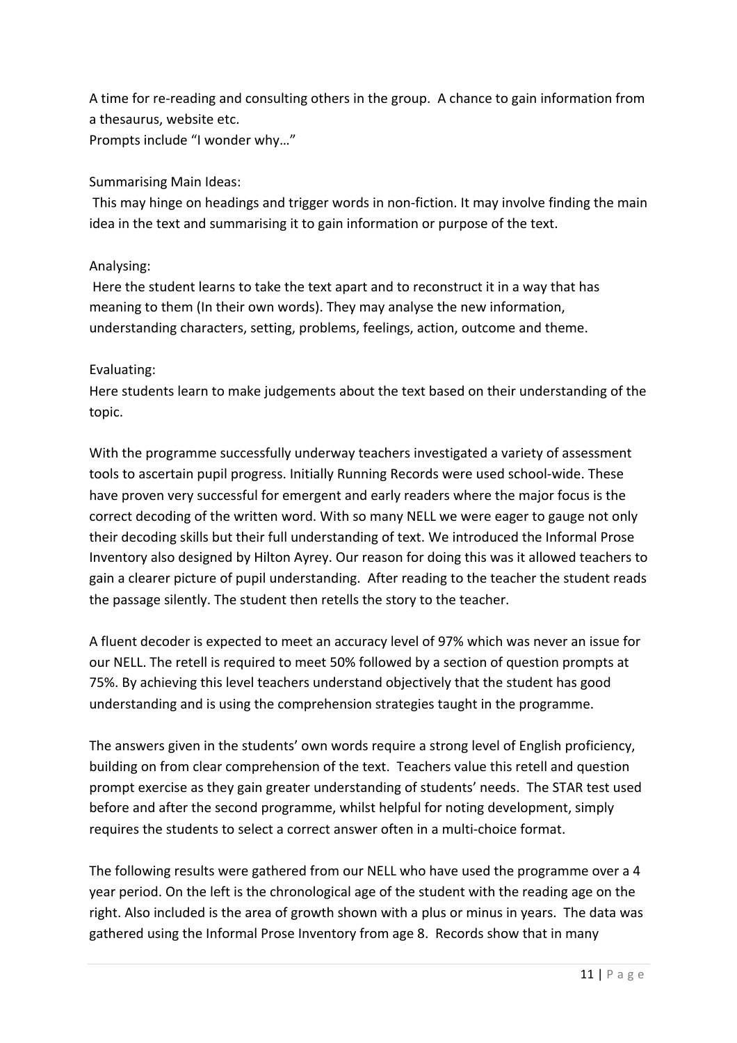A time for re-reading and consulting others in the group. A chance to gain information from a thesaurus, website etc.
Prompts include "I wonder why…"

Summarising Main Ideas:
This may hinge on headings and trigger words in non-fiction. It may involve finding the main idea in the text and summarising it to gain information or purpose of the text.

Analysing:
Here the student learns to take the text apart and to reconstruct it in a way that has meaning to them (In their own words). They may analyse the new information, understanding characters, setting, problems, feelings, action, outcome and theme.

Evaluating:
Here students learn to make judgements about the text based on their understanding of the topic.

With the programme successfully underway teachers investigated a variety of assessment tools to ascertain pupil progress. Initially Running Records were used school-wide. These have proven very successful for emergent and early readers where the major focus is the correct decoding of the written word. With so many NELL we were eager to gauge not only their decoding skills but their full understanding of text. We introduced the Informal Prose Inventory also designed by Hilton Ayrey. Our reason for doing this was it allowed teachers to gain a clearer picture of pupil understanding. After reading to the teacher the student reads the passage silently. The student then retells the story to the teacher.

A fluent decoder is expected to meet an accuracy level of 97% which was never an issue for our NELL. The retell is required to meet 50% followed by a section of question prompts at 75%. By achieving this level teachers understand objectively that the student has good understanding and is using the comprehension strategies taught in the programme.

The answers given in the students' own words require a strong level of English proficiency, building on from clear comprehension of the text. Teachers value this retell and question prompt exercise as they gain greater understanding of students' needs. The STAR test used before and after the second programme, whilst helpful for noting development, simply requires the students to select a correct answer often in a multi-choice format.

The following results were gathered from our NELL who have used the programme over a 4 year period. On the left is the chronological age of the student with the reading age on the right. Also included is the area of growth shown with a plus or minus in years. The data was gathered using the Informal Prose Inventory from age 8. Records show that in many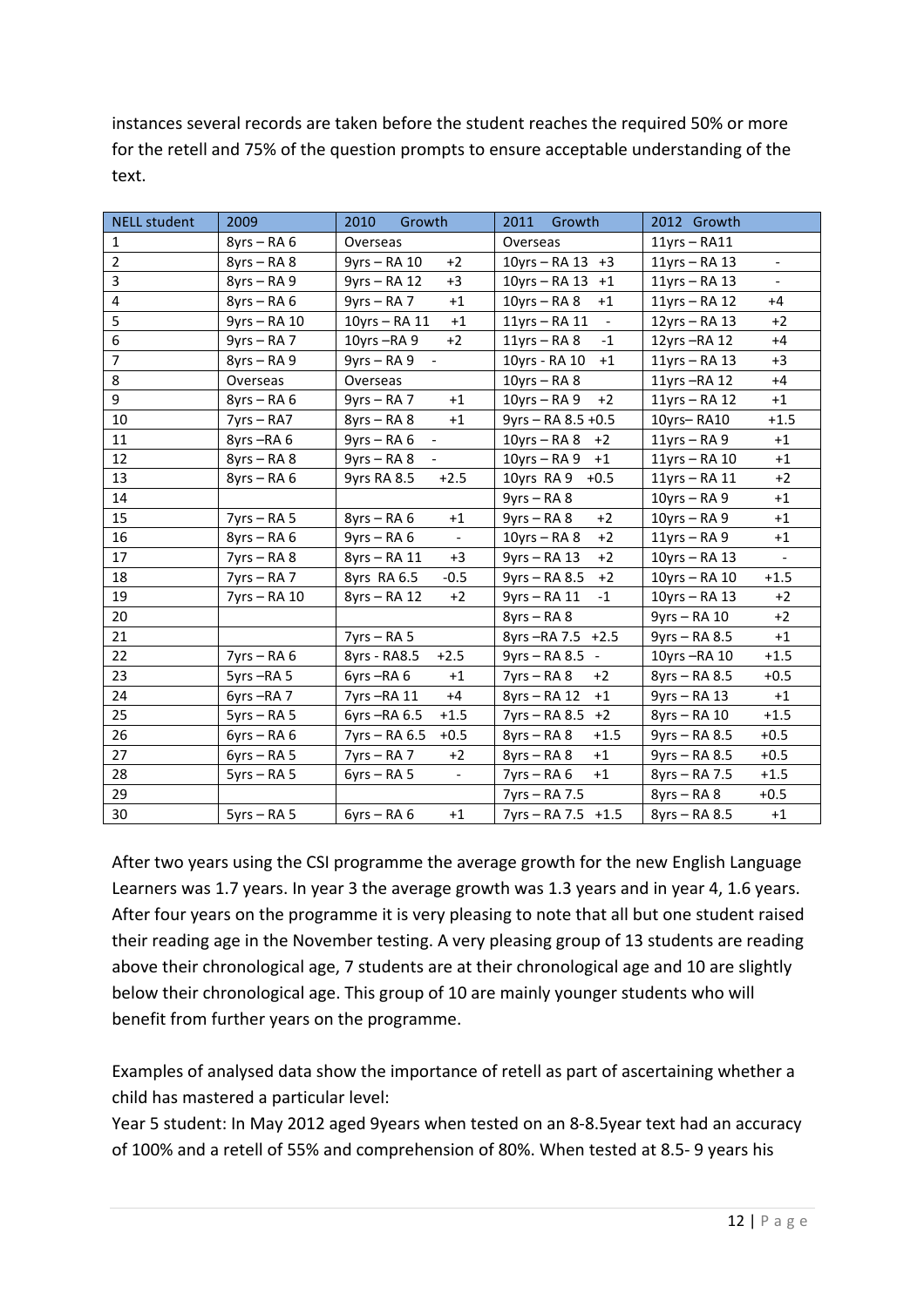instances several records are taken before the student reaches the required 50% or more for the retell and 75% of the question prompts to ensure acceptable understanding of the text.

| NELL student | 2009 | 2010 Growth | 2011 Growth | 2012 Growth |
|---|---|---|---|---|
| 1 | 8yrs – RA 6 | Overseas | Overseas | 11yrs – RA11 |
| 2 | 8yrs – RA 8 | 9yrs – RA 10 +2 | 10yrs – RA 13 +3 | 11yrs – RA 13 - |
| 3 | 8yrs – RA 9 | 9yrs – RA 12 +3 | 10yrs – RA 13 +1 | 11yrs – RA 13 - |
| 4 | 8yrs – RA 6 | 9yrs – RA 7 +1 | 10yrs – RA 8 +1 | 11yrs – RA 12 +4 |
| 5 | 9yrs – RA 10 | 10yrs – RA 11 +1 | 11yrs – RA 11 - | 12yrs – RA 13 +2 |
| 6 | 9yrs – RA 7 | 10yrs –RA 9 +2 | 11yrs – RA 8 -1 | 12yrs –RA 12 +4 |
| 7 | 8yrs – RA 9 | 9yrs – RA 9 - | 10yrs - RA 10 +1 | 11yrs – RA 13 +3 |
| 8 | Overseas | Overseas | 10yrs – RA 8 | 11yrs –RA 12 +4 |
| 9 | 8yrs – RA 6 | 9yrs – RA 7 +1 | 10yrs – RA 9 +2 | 11yrs – RA 12 +1 |
| 10 | 7yrs – RA7 | 8yrs – RA 8 +1 | 9yrs – RA 8.5 +0.5 | 10yrs– RA10 +1.5 |
| 11 | 8yrs –RA 6 | 9yrs – RA 6 - | 10yrs – RA 8 +2 | 11yrs – RA 9 +1 |
| 12 | 8yrs – RA 8 | 9yrs – RA 8 - | 10yrs – RA 9 +1 | 11yrs – RA 10 +1 |
| 13 | 8yrs – RA 6 | 9yrs RA 8.5 +2.5 | 10yrs RA 9 +0.5 | 11yrs – RA 11 +2 |
| 14 | | | 9yrs – RA 8 | 10yrs – RA 9 +1 |
| 15 | 7yrs – RA 5 | 8yrs – RA 6 +1 | 9yrs – RA 8 +2 | 10yrs – RA 9 +1 |
| 16 | 8yrs – RA 6 | 9yrs – RA 6 - | 10yrs – RA 8 +2 | 11yrs – RA 9 +1 |
| 17 | 7yrs – RA 8 | 8yrs – RA 11 +3 | 9yrs – RA 13 +2 | 10yrs – RA 13 - |
| 18 | 7yrs – RA 7 | 8yrs RA 6.5 -0.5 | 9yrs – RA 8.5 +2 | 10yrs – RA 10 +1.5 |
| 19 | 7yrs – RA 10 | 8yrs – RA 12 +2 | 9yrs – RA 11 -1 | 10yrs – RA 13 +2 |
| 20 | | | 8yrs – RA 8 | 9yrs – RA 10 +2 |
| 21 | | 7yrs – RA 5 | 8yrs –RA 7.5 +2.5 | 9yrs – RA 8.5 +1 |
| 22 | 7yrs – RA 6 | 8yrs - RA8.5 +2.5 | 9yrs – RA 8.5 - | 10yrs –RA 10 +1.5 |
| 23 | 5yrs –RA 5 | 6yrs –RA 6 +1 | 7yrs – RA 8 +2 | 8yrs – RA 8.5 +0.5 |
| 24 | 6yrs –RA 7 | 7yrs –RA 11 +4 | 8yrs – RA 12 +1 | 9yrs – RA 13 +1 |
| 25 | 5yrs – RA 5 | 6yrs –RA 6.5 +1.5 | 7yrs – RA 8.5 +2 | 8yrs – RA 10 +1.5 |
| 26 | 6yrs – RA 6 | 7yrs – RA 6.5 +0.5 | 8yrs – RA 8 +1.5 | 9yrs – RA 8.5 +0.5 |
| 27 | 6yrs – RA 5 | 7yrs – RA 7 +2 | 8yrs – RA 8 +1 | 9yrs – RA 8.5 +0.5 |
| 28 | 5yrs – RA 5 | 6yrs – RA 5 - | 7yrs – RA 6 +1 | 8yrs – RA 7.5 +1.5 |
| 29 | | | 7yrs – RA 7.5 | 8yrs – RA 8 +0.5 |
| 30 | 5yrs – RA 5 | 6yrs – RA 6 +1 | 7yrs – RA 7.5 +1.5 | 8yrs – RA 8.5 +1 |

After two years using the CSI programme the average growth for the new English Language Learners was 1.7 years. In year 3 the average growth was 1.3 years and in year 4, 1.6 years. After four years on the programme it is very pleasing to note that all but one student raised their reading age in the November testing. A very pleasing group of 13 students are reading above their chronological age, 7 students are at their chronological age and 10 are slightly below their chronological age. This group of 10 are mainly younger students who will benefit from further years on the programme.

Examples of analysed data show the importance of retell as part of ascertaining whether a child has mastered a particular level:

Year 5 student: In May 2012 aged 9years when tested on an 8-8.5year text had an accuracy of 100% and a retell of 55% and comprehension of 80%. When tested at 8.5- 9 years his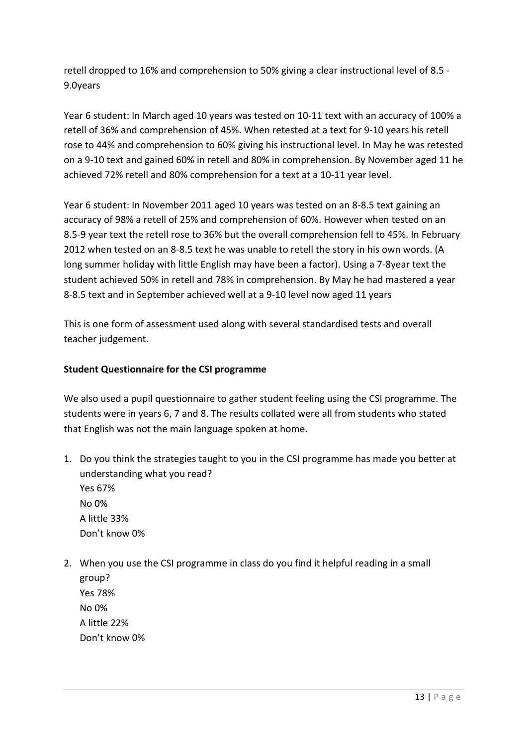retell dropped to 16% and comprehension to 50% giving a clear instructional level of 8.5 - 9.0years

Year 6 student: In March aged 10 years was tested on 10-11 text with an accuracy of 100% a retell of 36% and comprehension of 45%. When retested at a text for 9-10 years his retell rose to 44% and comprehension to 60% giving his instructional level. In May he was retested on a 9-10 text and gained 60% in retell and 80% in comprehension. By November aged 11 he achieved 72% retell and 80% comprehension for a text at a 10-11 year level.

Year 6 student: In November 2011 aged 10 years was tested on an 8-8.5 text gaining an accuracy of 98% a retell of 25% and comprehension of 60%. However when tested on an 8.5-9 year text the retell rose to 36% but the overall comprehension fell to 45%. In February 2012 when tested on an 8-8.5 text he was unable to retell the story in his own words. (A long summer holiday with little English may have been a factor). Using a 7-8year text the student achieved 50% in retell and 78% in comprehension. By May he had mastered a year 8-8.5 text and in September achieved well at a 9-10 level now aged 11 years

This is one form of assessment used along with several standardised tests and overall teacher judgement.

**Student Questionnaire for the CSI programme**

We also used a pupil questionnaire to gather student feeling using the CSI programme. The students were in years 6, 7 and 8. The results collated were all from students who stated that English was not the main language spoken at home.

1. Do you think the strategies taught to you in the CSI programme has made you better at understanding what you read?
   Yes 67%
   No 0%
   A little 33%
   Don't know 0%

2. When you use the CSI programme in class do you find it helpful reading in a small group?
   Yes 78%
   No 0%
   A little 22%
   Don't know 0%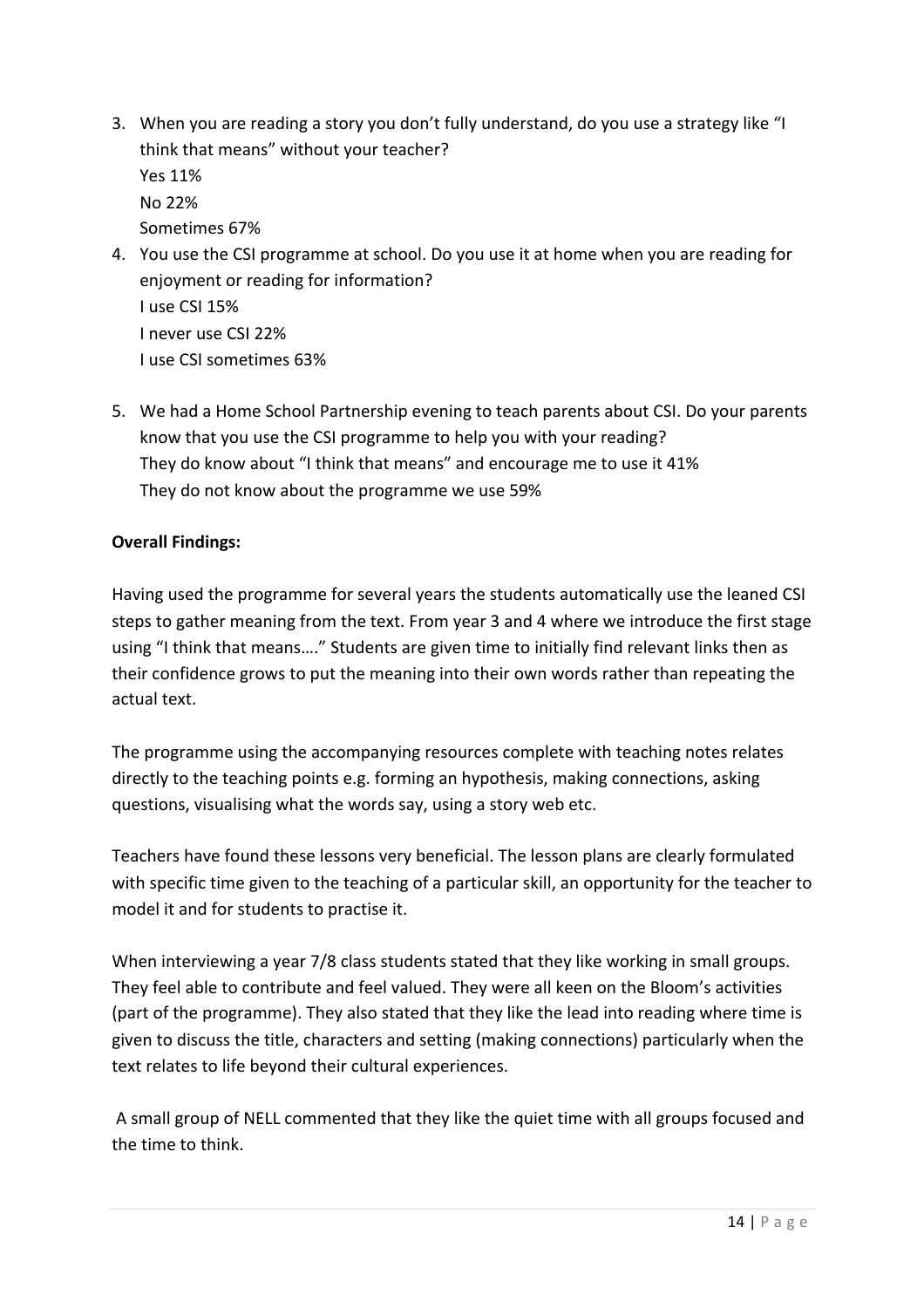3. When you are reading a story you don't fully understand, do you use a strategy like "I think that means" without your teacher?
   Yes 11%
   No 22%
   Sometimes 67%
4. You use the CSI programme at school. Do you use it at home when you are reading for enjoyment or reading for information?
   I use CSI 15%
   I never use CSI 22%
   I use CSI sometimes 63%

5. We had a Home School Partnership evening to teach parents about CSI. Do your parents know that you use the CSI programme to help you with your reading?
   They do know about "I think that means" and encourage me to use it 41%
   They do not know about the programme we use 59%

**Overall Findings:**

Having used the programme for several years the students automatically use the leaned CSI steps to gather meaning from the text. From year 3 and 4 where we introduce the first stage using "I think that means…." Students are given time to initially find relevant links then as their confidence grows to put the meaning into their own words rather than repeating the actual text.

The programme using the accompanying resources complete with teaching notes relates directly to the teaching points e.g. forming an hypothesis, making connections, asking questions, visualising what the words say, using a story web etc.

Teachers have found these lessons very beneficial. The lesson plans are clearly formulated with specific time given to the teaching of a particular skill, an opportunity for the teacher to model it and for students to practise it.

When interviewing a year 7/8 class students stated that they like working in small groups. They feel able to contribute and feel valued. They were all keen on the Bloom's activities (part of the programme). They also stated that they like the lead into reading where time is given to discuss the title, characters and setting (making connections) particularly when the text relates to life beyond their cultural experiences.

A small group of NELL commented that they like the quiet time with all groups focused and the time to think.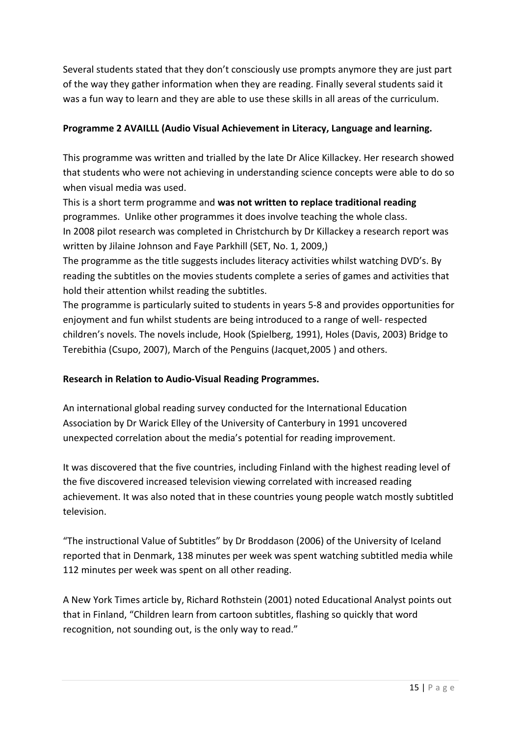Several students stated that they don't consciously use prompts anymore they are just part of the way they gather information when they are reading. Finally several students said it was a fun way to learn and they are able to use these skills in all areas of the curriculum.

**Programme 2 AVAILLL (Audio Visual Achievement in Literacy, Language and learning.**

This programme was written and trialled by the late Dr Alice Killackey. Her research showed that students who were not achieving in understanding science concepts were able to do so when visual media was used.

This is a short term programme and **was not written to replace traditional reading** programmes. Unlike other programmes it does involve teaching the whole class.

In 2008 pilot research was completed in Christchurch by Dr Killackey a research report was written by Jilaine Johnson and Faye Parkhill (SET, No. 1, 2009,)

The programme as the title suggests includes literacy activities whilst watching DVD's. By reading the subtitles on the movies students complete a series of games and activities that hold their attention whilst reading the subtitles.

The programme is particularly suited to students in years 5-8 and provides opportunities for enjoyment and fun whilst students are being introduced to a range of well- respected children's novels. The novels include, Hook (Spielberg, 1991), Holes (Davis, 2003) Bridge to Terebithia (Csupo, 2007), March of the Penguins (Jacquet,2005 ) and others.

**Research in Relation to Audio-Visual Reading Programmes.**

An international global reading survey conducted for the International Education Association by Dr Warick Elley of the University of Canterbury in 1991 uncovered unexpected correlation about the media's potential for reading improvement.

It was discovered that the five countries, including Finland with the highest reading level of the five discovered increased television viewing correlated with increased reading achievement. It was also noted that in these countries young people watch mostly subtitled television.

"The instructional Value of Subtitles" by Dr Broddason (2006) of the University of Iceland reported that in Denmark, 138 minutes per week was spent watching subtitled media while 112 minutes per week was spent on all other reading.

A New York Times article by, Richard Rothstein (2001) noted Educational Analyst points out that in Finland, "Children learn from cartoon subtitles, flashing so quickly that word recognition, not sounding out, is the only way to read."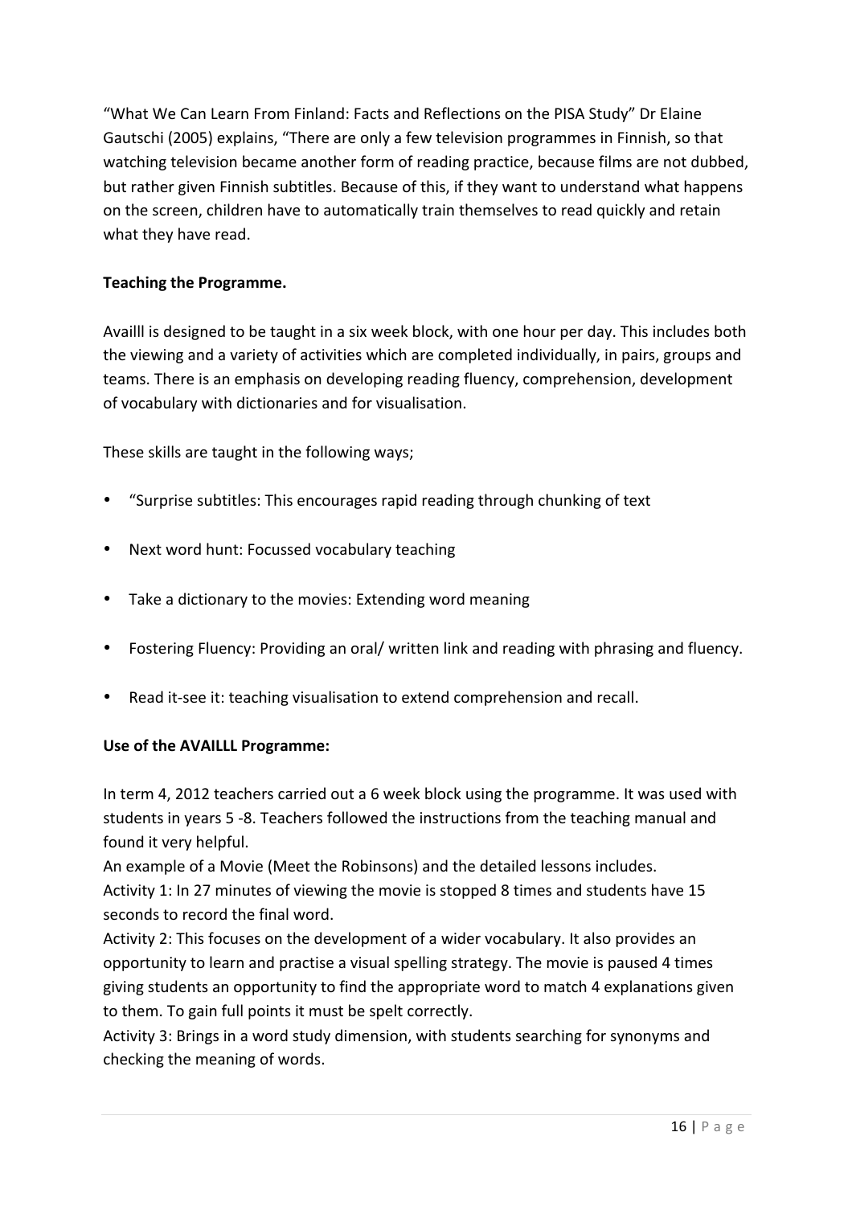"What We Can Learn From Finland: Facts and Reflections on the PISA Study" Dr Elaine Gautschi (2005) explains, "There are only a few television programmes in Finnish, so that watching television became another form of reading practice, because films are not dubbed, but rather given Finnish subtitles. Because of this, if they want to understand what happens on the screen, children have to automatically train themselves to read quickly and retain what they have read.

**Teaching the Programme.**

Availl is designed to be taught in a six week block, with one hour per day. This includes both the viewing and a variety of activities which are completed individually, in pairs, groups and teams. There is an emphasis on developing reading fluency, comprehension, development of vocabulary with dictionaries and for visualisation.

These skills are taught in the following ways;

- "Surprise subtitles: This encourages rapid reading through chunking of text
- Next word hunt: Focussed vocabulary teaching
- Take a dictionary to the movies: Extending word meaning
- Fostering Fluency: Providing an oral/ written link and reading with phrasing and fluency.
- Read it-see it: teaching visualisation to extend comprehension and recall.

**Use of the AVAILLL Programme:**

In term 4, 2012 teachers carried out a 6 week block using the programme. It was used with students in years 5 -8. Teachers followed the instructions from the teaching manual and found it very helpful.
An example of a Movie (Meet the Robinsons) and the detailed lessons includes.
Activity 1: In 27 minutes of viewing the movie is stopped 8 times and students have 15 seconds to record the final word.
Activity 2: This focuses on the development of a wider vocabulary. It also provides an opportunity to learn and practise a visual spelling strategy. The movie is paused 4 times giving students an opportunity to find the appropriate word to match 4 explanations given to them. To gain full points it must be spelt correctly.
Activity 3: Brings in a word study dimension, with students searching for synonyms and checking the meaning of words.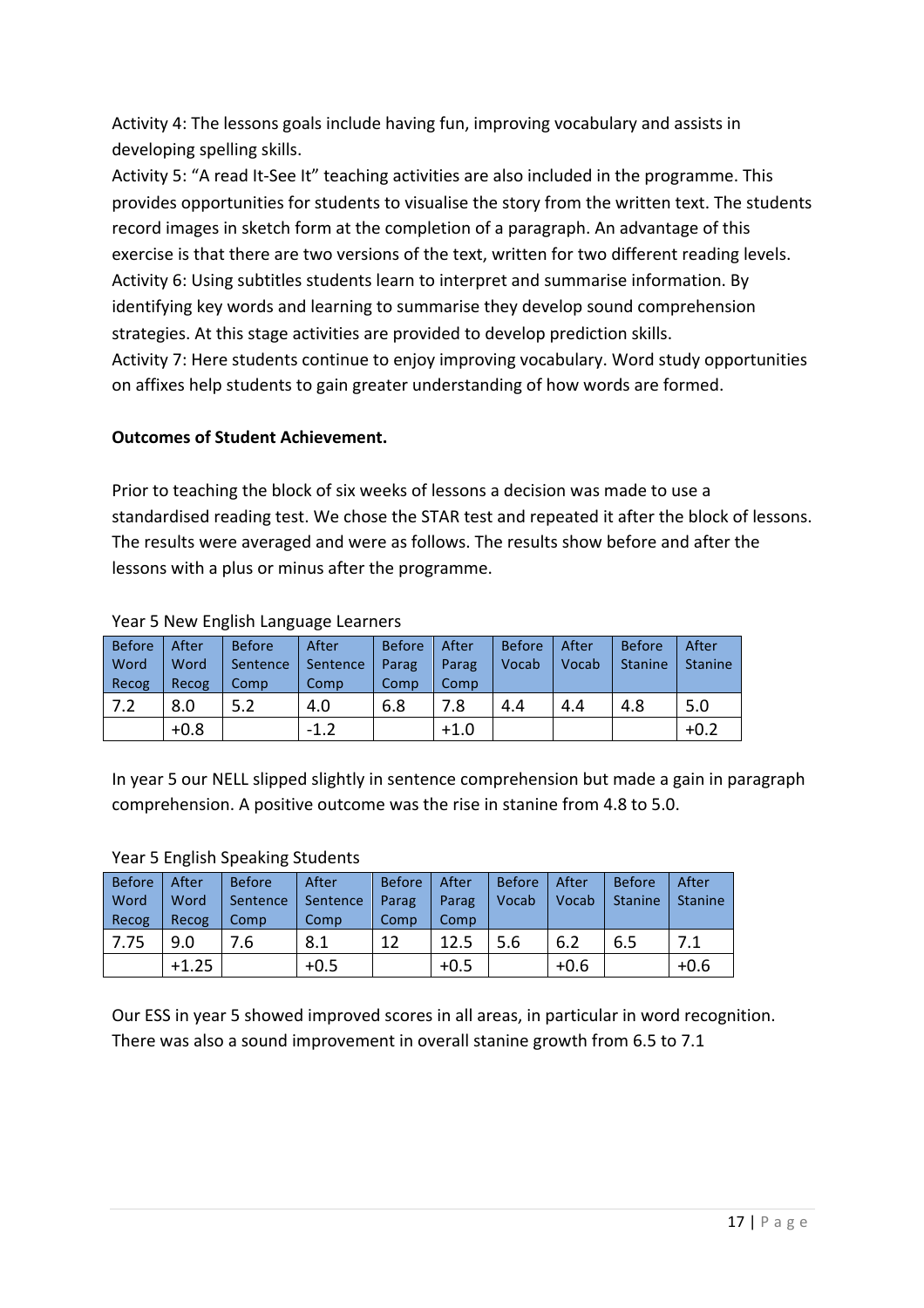Activity 4: The lessons goals include having fun, improving vocabulary and assists in developing spelling skills.
Activity 5: "A read It-See It" teaching activities are also included in the programme. This provides opportunities for students to visualise the story from the written text. The students record images in sketch form at the completion of a paragraph. An advantage of this exercise is that there are two versions of the text, written for two different reading levels.
Activity 6: Using subtitles students learn to interpret and summarise information. By identifying key words and learning to summarise they develop sound comprehension strategies. At this stage activities are provided to develop prediction skills.
Activity 7: Here students continue to enjoy improving vocabulary. Word study opportunities on affixes help students to gain greater understanding of how words are formed.

**Outcomes of Student Achievement.**

Prior to teaching the block of six weeks of lessons a decision was made to use a standardised reading test. We chose the STAR test and repeated it after the block of lessons. The results were averaged and were as follows. The results show before and after the lessons with a plus or minus after the programme.

Year 5 New English Language Learners

| Before Word Recog | After Word Recog | Before Sentence Comp | After Sentence Comp | Before Parag Comp | After Parag Comp | Before Vocab | After Vocab | Before Stanine | After Stanine |
|---|---|---|---|---|---|---|---|---|---|
| 7.2 | 8.0 | 5.2 | 4.0 | 6.8 | 7.8 | 4.4 | 4.4 | 4.8 | 5.0 |
| | +0.8 | | -1.2 | | +1.0 | | | | +0.2 |

In year 5 our NELL slipped slightly in sentence comprehension but made a gain in paragraph comprehension. A positive outcome was the rise in stanine from 4.8 to 5.0.

Year 5 English Speaking Students

| Before Word Recog | After Word Recog | Before Sentence Comp | After Sentence Comp | Before Parag Comp | After Parag Comp | Before Vocab | After Vocab | Before Stanine | After Stanine |
|---|---|---|---|---|---|---|---|---|---|
| 7.75 | 9.0 | 7.6 | 8.1 | 12 | 12.5 | 5.6 | 6.2 | 6.5 | 7.1 |
| | +1.25 | | +0.5 | | +0.5 | | +0.6 | | +0.6 |

Our ESS in year 5 showed improved scores in all areas, in particular in word recognition. There was also a sound improvement in overall stanine growth from 6.5 to 7.1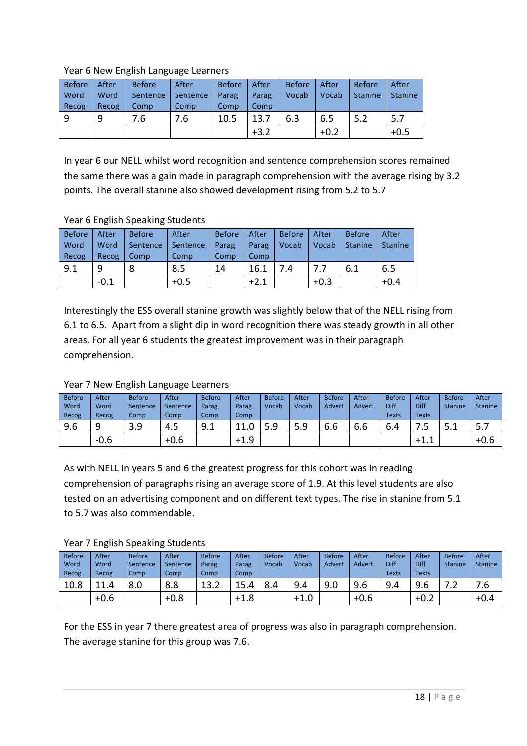Year 6 New English Language Learners

| Before Word Recog | After Word Recog | Before Sentence Comp | After Sentence Comp | Before Parag Comp | After Parag Comp | Before Vocab | After Vocab | Before Stanine | After Stanine |
|---|---|---|---|---|---|---|---|---|---|
| 9 | 9 | 7.6 | 7.6 | 10.5 | 13.7 | 6.3 | 6.5 | 5.2 | 5.7 |
| | | | | | +3.2 | | +0.2 | | +0.5 |

In year 6 our NELL whilst word recognition and sentence comprehension scores remained the same there was a gain made in paragraph comprehension with the average rising by 3.2 points. The overall stanine also showed development rising from 5.2 to 5.7

Year 6 English Speaking Students

| Before Word Recog | After Word Recog | Before Sentence Comp | After Sentence Comp | Before Parag Comp | After Parag Comp | Before Vocab | After Vocab | Before Stanine | After Stanine |
|---|---|---|---|---|---|---|---|---|---|
| 9.1 | 9 | 8 | 8.5 | 14 | 16.1 | 7.4 | 7.7 | 6.1 | 6.5 |
| | -0.1 | | +0.5 | | +2.1 | | +0.3 | | +0.4 |

Interestingly the ESS overall stanine growth was slightly below that of the NELL rising from 6.1 to 6.5. Apart from a slight dip in word recognition there was steady growth in all other areas. For all year 6 students the greatest improvement was in their paragraph comprehension.

Year 7 New English Language Learners

| Before Word Recog | After Word Recog | Before Sentence Comp | After Sentence Comp | Before Parag Comp | After Parag Comp | Before Vocab | After Vocab | Before Advert | After Advert. | Before Diff Texts | After Diff Texts | Before Stanine | After Stanine |
|---|---|---|---|---|---|---|---|---|---|---|---|---|---|
| 9.6 | 9 | 3.9 | 4.5 | 9.1 | 11.0 | 5.9 | 5.9 | 6.6 | 6.6 | 6.4 | 7.5 | 5.1 | 5.7 |
| | -0.6 | | +0.6 | | +1.9 | | | | | | +1.1 | | +0.6 |

As with NELL in years 5 and 6 the greatest progress for this cohort was in reading comprehension of paragraphs rising an average score of 1.9. At this level students are also tested on an advertising component and on different text types. The rise in stanine from 5.1 to 5.7 was also commendable.

Year 7 English Speaking Students

| Before Word Recog | After Word Recog | Before Sentence Comp | After Sentence Comp | Before Parag Comp | After Parag Comp | Before Vocab | After Vocab | Before Advert | After Advert. | Before Diff Texts | After Diff Texts | Before Stanine | After Stanine |
|---|---|---|---|---|---|---|---|---|---|---|---|---|---|
| 10.8 | 11.4 | 8.0 | 8.8 | 13.2 | 15.4 | 8.4 | 9.4 | 9.0 | 9.6 | 9.4 | 9.6 | 7.2 | 7.6 |
| | +0.6 | | +0.8 | | +1.8 | | +1.0 | | +0.6 | | +0.2 | | +0.4 |

For the ESS in year 7 there greatest area of progress was also in paragraph comprehension. The average stanine for this group was 7.6.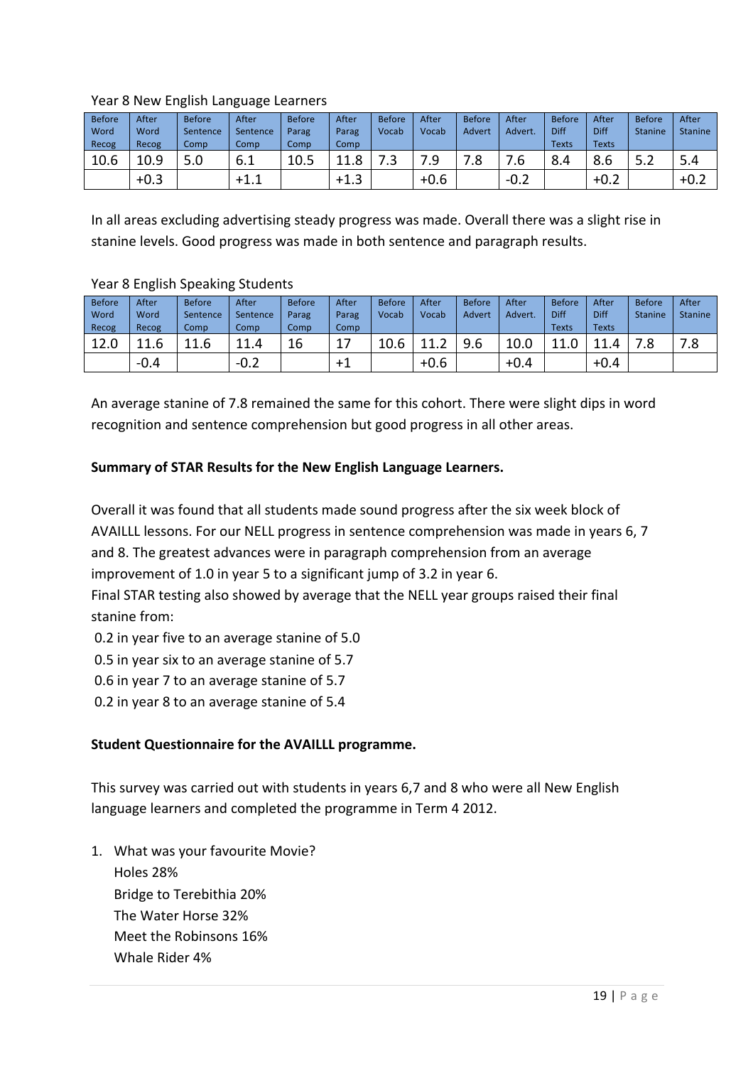Year 8 New English Language Learners

| Before Word Recog | After Word Recog | Before Sentence Comp | After Sentence Comp | Before Parag Comp | After Parag Comp | Before Vocab | After Vocab | Before Advert | After Advert. | Before Diff Texts | After Diff Texts | Before Stanine | After Stanine |
|---|---|---|---|---|---|---|---|---|---|---|---|---|---|
| 10.6 | 10.9 | 5.0 | 6.1 | 10.5 | 11.8 | 7.3 | 7.9 | 7.8 | 7.6 | 8.4 | 8.6 | 5.2 | 5.4 |
| | +0.3 | | +1.1 | | +1.3 | | +0.6 | | -0.2 | | +0.2 | | +0.2 |

In all areas excluding advertising steady progress was made. Overall there was a slight rise in stanine levels. Good progress was made in both sentence and paragraph results.

Year 8 English Speaking Students

| Before Word Recog | After Word Recog | Before Sentence Comp | After Sentence Comp | Before Parag Comp | After Parag Comp | Before Vocab | After Vocab | Before Advert | After Advert. | Before Diff Texts | After Diff Texts | Before Stanine | After Stanine |
|---|---|---|---|---|---|---|---|---|---|---|---|---|---|
| 12.0 | 11.6 | 11.6 | 11.4 | 16 | 17 | 10.6 | 11.2 | 9.6 | 10.0 | 11.0 | 11.4 | 7.8 | 7.8 |
| | -0.4 | | -0.2 | | +1 | | +0.6 | | +0.4 | | +0.4 | | |

An average stanine of 7.8 remained the same for this cohort. There were slight dips in word recognition and sentence comprehension but good progress in all other areas.

**Summary of STAR Results for the New English Language Learners.**

Overall it was found that all students made sound progress after the six week block of AVAILLL lessons. For our NELL progress in sentence comprehension was made in years 6, 7 and 8. The greatest advances were in paragraph comprehension from an average improvement of 1.0 in year 5 to a significant jump of 3.2 in year 6.
Final STAR testing also showed by average that the NELL year groups raised their final stanine from:

0.2 in year five to an average stanine of 5.0
0.5 in year six to an average stanine of 5.7
0.6 in year 7 to an average stanine of 5.7
0.2 in year 8 to an average stanine of 5.4

**Student Questionnaire for the AVAILLL programme.**

This survey was carried out with students in years 6,7 and 8 who were all New English language learners and completed the programme in Term 4 2012.

1. What was your favourite Movie?
   Holes 28%
   Bridge to Terebithia 20%
   The Water Horse 32%
   Meet the Robinsons 16%
   Whale Rider 4%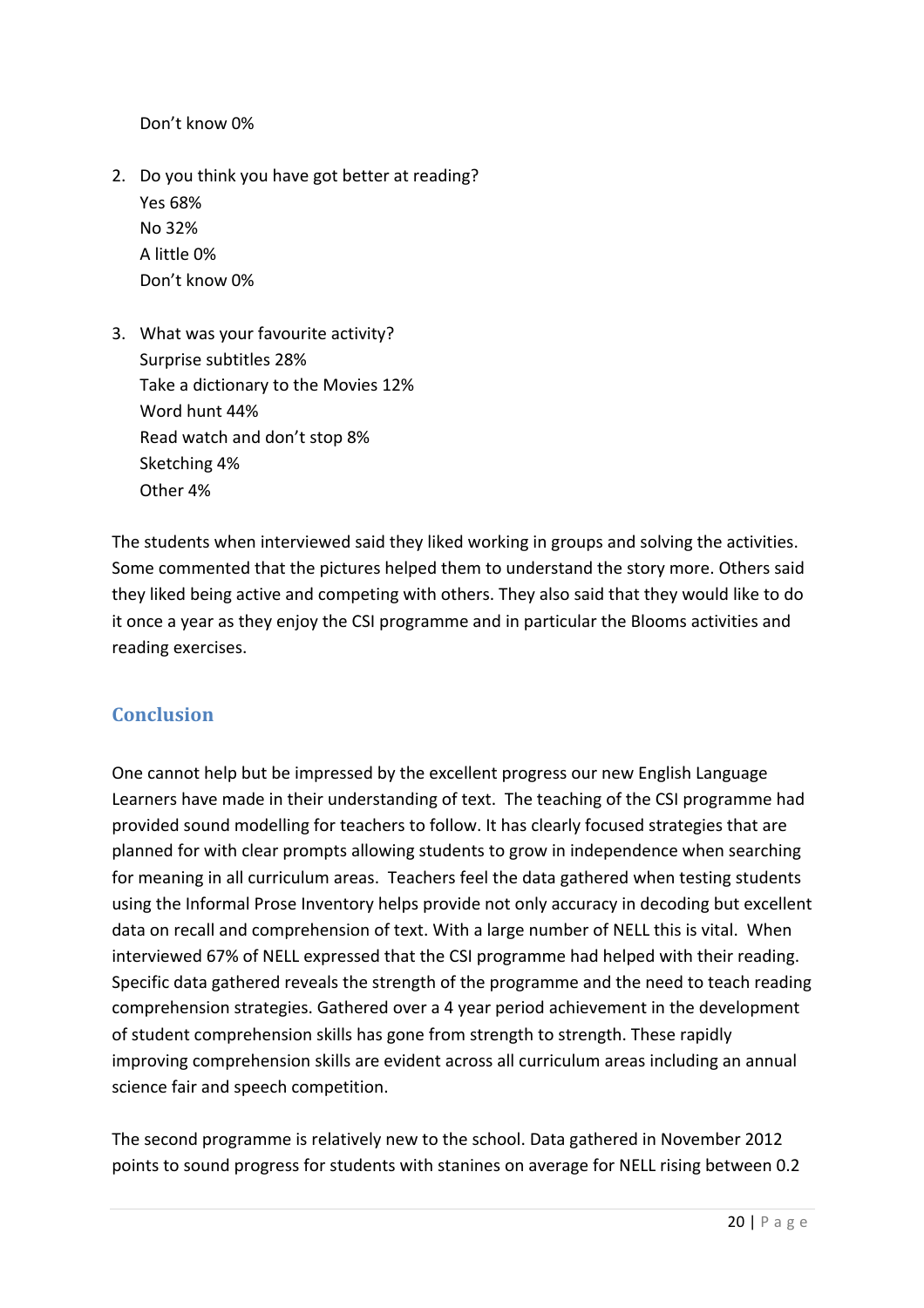Don't know 0%

2. Do you think you have got better at reading?
   Yes 68%
   No 32%
   A little 0%
   Don't know 0%

3. What was your favourite activity?
   Surprise subtitles 28%
   Take a dictionary to the Movies 12%
   Word hunt 44%
   Read watch and don't stop 8%
   Sketching 4%
   Other 4%

The students when interviewed said they liked working in groups and solving the activities. Some commented that the pictures helped them to understand the story more. Others said they liked being active and competing with others. They also said that they would like to do it once a year as they enjoy the CSI programme and in particular the Blooms activities and reading exercises.

## Conclusion

One cannot help but be impressed by the excellent progress our new English Language Learners have made in their understanding of text. The teaching of the CSI programme had provided sound modelling for teachers to follow. It has clearly focused strategies that are planned for with clear prompts allowing students to grow in independence when searching for meaning in all curriculum areas. Teachers feel the data gathered when testing students using the Informal Prose Inventory helps provide not only accuracy in decoding but excellent data on recall and comprehension of text. With a large number of NELL this is vital. When interviewed 67% of NELL expressed that the CSI programme had helped with their reading. Specific data gathered reveals the strength of the programme and the need to teach reading comprehension strategies. Gathered over a 4 year period achievement in the development of student comprehension skills has gone from strength to strength. These rapidly improving comprehension skills are evident across all curriculum areas including an annual science fair and speech competition.

The second programme is relatively new to the school. Data gathered in November 2012 points to sound progress for students with stanines on average for NELL rising between 0.2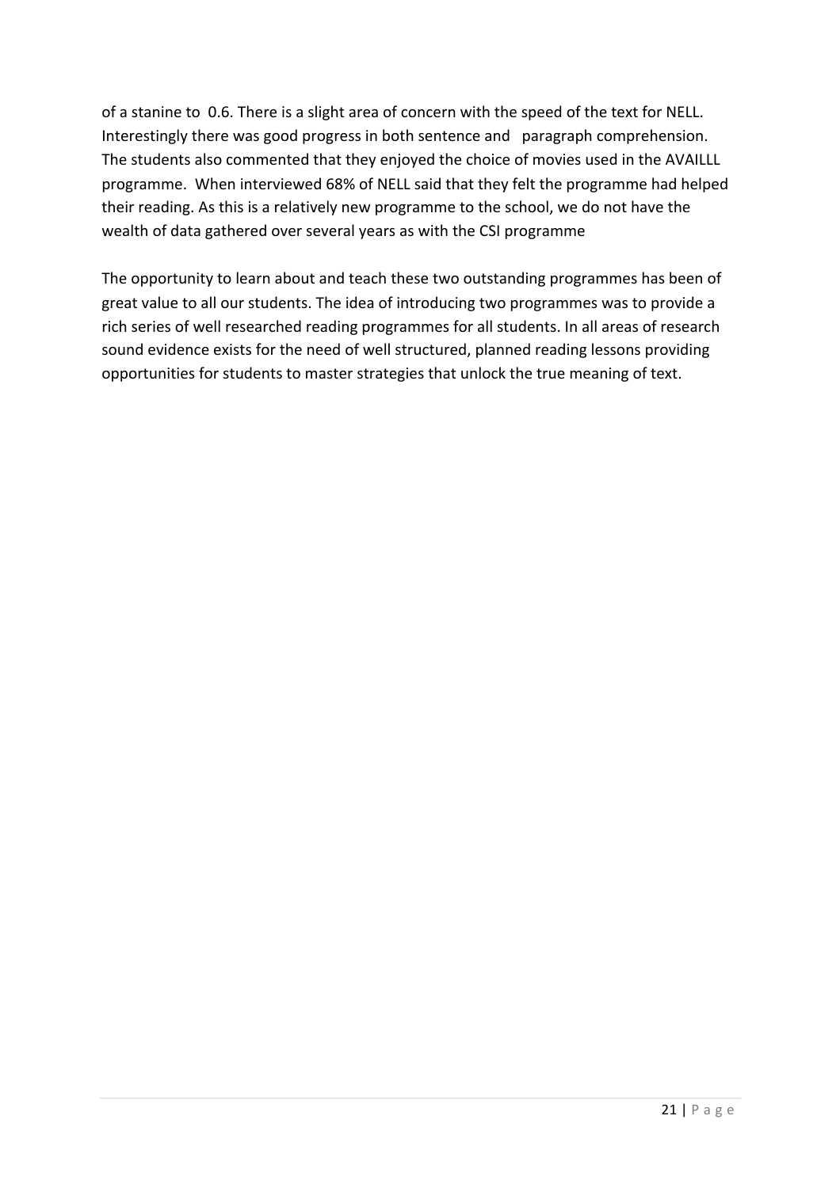of a stanine to 0.6. There is a slight area of concern with the speed of the text for NELL. Interestingly there was good progress in both sentence and paragraph comprehension. The students also commented that they enjoyed the choice of movies used in the AVAILLL programme. When interviewed 68% of NELL said that they felt the programme had helped their reading. As this is a relatively new programme to the school, we do not have the wealth of data gathered over several years as with the CSI programme

The opportunity to learn about and teach these two outstanding programmes has been of great value to all our students. The idea of introducing two programmes was to provide a rich series of well researched reading programmes for all students. In all areas of research sound evidence exists for the need of well structured, planned reading lessons providing opportunities for students to master strategies that unlock the true meaning of text.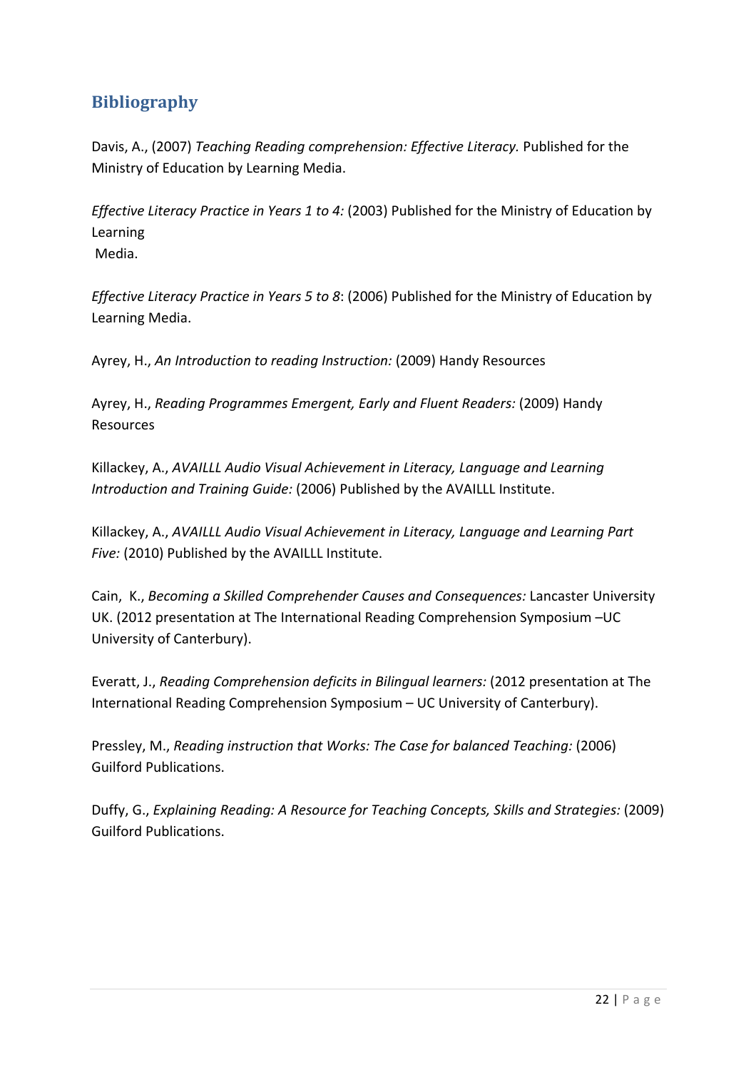## Bibliography

Davis, A., (2007) *Teaching Reading comprehension: Effective Literacy.* Published for the Ministry of Education by Learning Media.

*Effective Literacy Practice in Years 1 to 4:* (2003) Published for the Ministry of Education by Learning Media.

*Effective Literacy Practice in Years 5 to 8*: (2006) Published for the Ministry of Education by Learning Media.

Ayrey, H., *An Introduction to reading Instruction:* (2009) Handy Resources

Ayrey, H., *Reading Programmes Emergent, Early and Fluent Readers:* (2009) Handy Resources

Killackey, A., *AVAILLL Audio Visual Achievement in Literacy, Language and Learning Introduction and Training Guide:* (2006) Published by the AVAILLL Institute.

Killackey, A., *AVAILLL Audio Visual Achievement in Literacy, Language and Learning Part Five:* (2010) Published by the AVAILLL Institute.

Cain, K., *Becoming a Skilled Comprehender Causes and Consequences:* Lancaster University UK. (2012 presentation at The International Reading Comprehension Symposium –UC University of Canterbury).

Everatt, J., *Reading Comprehension deficits in Bilingual learners:* (2012 presentation at The International Reading Comprehension Symposium – UC University of Canterbury).

Pressley, M., *Reading instruction that Works: The Case for balanced Teaching:* (2006) Guilford Publications.

Duffy, G., *Explaining Reading: A Resource for Teaching Concepts, Skills and Strategies:* (2009) Guilford Publications.